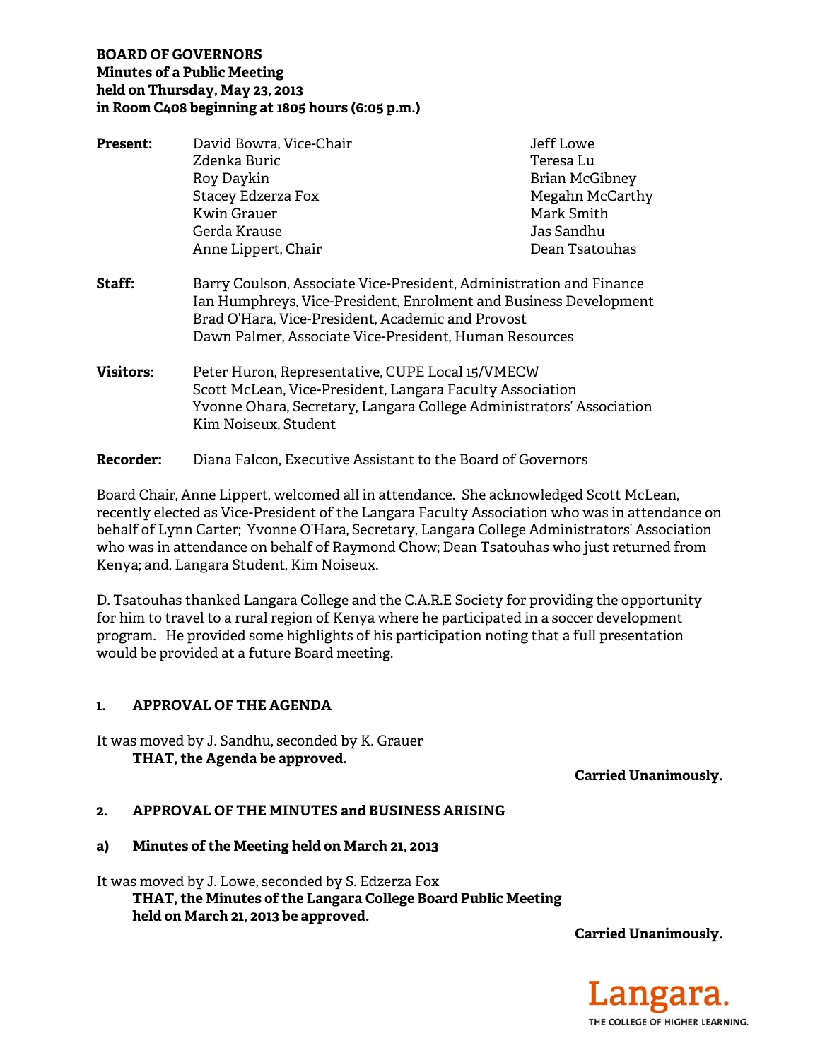**BOARD OF GOVERNORS**
**Minutes of a Public Meeting**
**held on Thursday, May 23, 2013**
**in Room C408 beginning at 1805 hours (6:05 p.m.)**

**Present:**
David Bowra, Vice-Chair
Zdenka Buric
Roy Daykin
Stacey Edzerza Fox
Kwin Grauer
Gerda Krause
Anne Lippert, Chair
Jeff Lowe
Teresa Lu
Brian McGibney
Megahn McCarthy
Mark Smith
Jas Sandhu
Dean Tsatouhas

**Staff:**
Barry Coulson, Associate Vice-President, Administration and Finance
Ian Humphreys, Vice-President, Enrolment and Business Development
Brad O'Hara, Vice-President, Academic and Provost
Dawn Palmer, Associate Vice-President, Human Resources

**Visitors:**
Peter Huron, Representative, CUPE Local 15/VMECW
Scott McLean, Vice-President, Langara Faculty Association
Yvonne Ohara, Secretary, Langara College Administrators' Association
Kim Noiseux, Student

**Recorder:** Diana Falcon, Executive Assistant to the Board of Governors

Board Chair, Anne Lippert, welcomed all in attendance. She acknowledged Scott McLean, recently elected as Vice-President of the Langara Faculty Association who was in attendance on behalf of Lynn Carter; Yvonne O'Hara, Secretary, Langara College Administrators' Association who was in attendance on behalf of Raymond Chow; Dean Tsatouhas who just returned from Kenya; and, Langara Student, Kim Noiseux.

D. Tsatouhas thanked Langara College and the C.A.R.E Society for providing the opportunity for him to travel to a rural region of Kenya where he participated in a soccer development program. He provided some highlights of his participation noting that a full presentation would be provided at a future Board meeting.

## 1. APPROVAL OF THE AGENDA

It was moved by J. Sandhu, seconded by K. Grauer

**THAT, the Agenda be approved.**

**Carried Unanimously.**

## 2. APPROVAL OF THE MINUTES and BUSINESS ARISING

### a) Minutes of the Meeting held on March 21, 2013

It was moved by J. Lowe, seconded by S. Edzerza Fox

**THAT, the Minutes of the Langara College Board Public Meeting held on March 21, 2013 be approved.**

**Carried Unanimously.**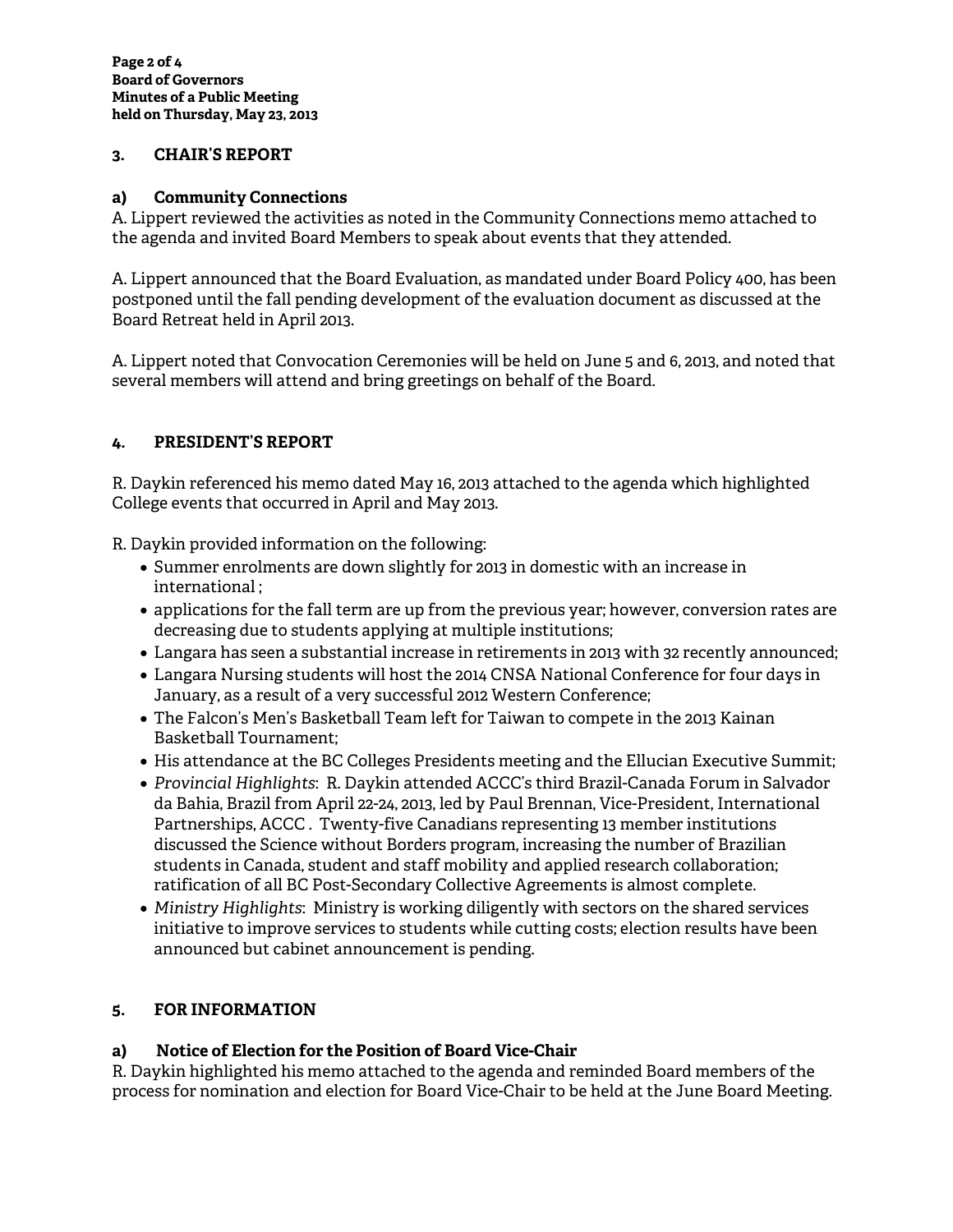## 3. CHAIR'S REPORT

### a) Community Connections

A. Lippert reviewed the activities as noted in the Community Connections memo attached to the agenda and invited Board Members to speak about events that they attended.

A. Lippert announced that the Board Evaluation, as mandated under Board Policy 400, has been postponed until the fall pending development of the evaluation document as discussed at the Board Retreat held in April 2013.

A. Lippert noted that Convocation Ceremonies will be held on June 5 and 6, 2013, and noted that several members will attend and bring greetings on behalf of the Board.

## 4. PRESIDENT'S REPORT

R. Daykin referenced his memo dated May 16, 2013 attached to the agenda which highlighted College events that occurred in April and May 2013.

R. Daykin provided information on the following:

- Summer enrolments are down slightly for 2013 in domestic with an increase in international ;
- applications for the fall term are up from the previous year; however, conversion rates are decreasing due to students applying at multiple institutions;
- Langara has seen a substantial increase in retirements in 2013 with 32 recently announced;
- Langara Nursing students will host the 2014 CNSA National Conference for four days in January, as a result of a very successful 2012 Western Conference;
- The Falcon's Men's Basketball Team left for Taiwan to compete in the 2013 Kainan Basketball Tournament;
- His attendance at the BC Colleges Presidents meeting and the Ellucian Executive Summit;
- *Provincial Highlights*: R. Daykin attended ACCC's third Brazil-Canada Forum in Salvador da Bahia, Brazil from April 22-24, 2013, led by Paul Brennan, Vice-President, International Partnerships, ACCC . Twenty-five Canadians representing 13 member institutions discussed the Science without Borders program, increasing the number of Brazilian students in Canada, student and staff mobility and applied research collaboration; ratification of all BC Post-Secondary Collective Agreements is almost complete.
- *Ministry Highlights*: Ministry is working diligently with sectors on the shared services initiative to improve services to students while cutting costs; election results have been announced but cabinet announcement is pending.

## 5. FOR INFORMATION

### a) Notice of Election for the Position of Board Vice-Chair

R. Daykin highlighted his memo attached to the agenda and reminded Board members of the process for nomination and election for Board Vice-Chair to be held at the June Board Meeting.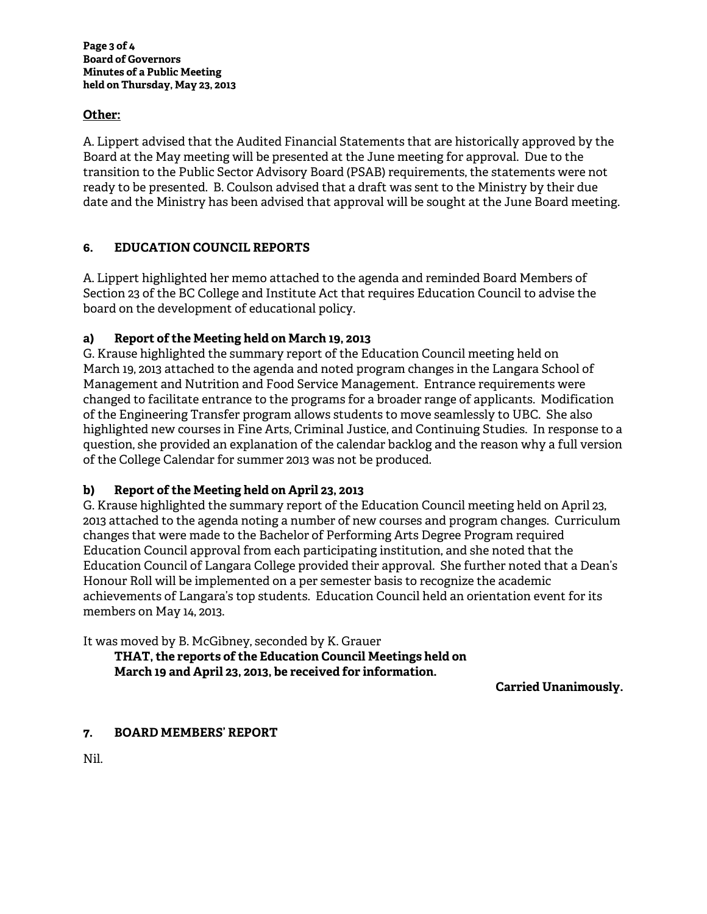**Other:**

A. Lippert advised that the Audited Financial Statements that are historically approved by the Board at the May meeting will be presented at the June meeting for approval. Due to the transition to the Public Sector Advisory Board (PSAB) requirements, the statements were not ready to be presented. B. Coulson advised that a draft was sent to the Ministry by their due date and the Ministry has been advised that approval will be sought at the June Board meeting.

## 6. EDUCATION COUNCIL REPORTS

A. Lippert highlighted her memo attached to the agenda and reminded Board Members of Section 23 of the BC College and Institute Act that requires Education Council to advise the board on the development of educational policy.

### a) Report of the Meeting held on March 19, 2013

G. Krause highlighted the summary report of the Education Council meeting held on March 19, 2013 attached to the agenda and noted program changes in the Langara School of Management and Nutrition and Food Service Management. Entrance requirements were changed to facilitate entrance to the programs for a broader range of applicants. Modification of the Engineering Transfer program allows students to move seamlessly to UBC. She also highlighted new courses in Fine Arts, Criminal Justice, and Continuing Studies. In response to a question, she provided an explanation of the calendar backlog and the reason why a full version of the College Calendar for summer 2013 was not be produced.

### b) Report of the Meeting held on April 23, 2013

G. Krause highlighted the summary report of the Education Council meeting held on April 23, 2013 attached to the agenda noting a number of new courses and program changes. Curriculum changes that were made to the Bachelor of Performing Arts Degree Program required Education Council approval from each participating institution, and she noted that the Education Council of Langara College provided their approval. She further noted that a Dean's Honour Roll will be implemented on a per semester basis to recognize the academic achievements of Langara's top students. Education Council held an orientation event for its members on May 14, 2013.

It was moved by B. McGibney, seconded by K. Grauer

**THAT, the reports of the Education Council Meetings held on March 19 and April 23, 2013, be received for information.**

**Carried Unanimously.**

## 7. BOARD MEMBERS' REPORT

Nil.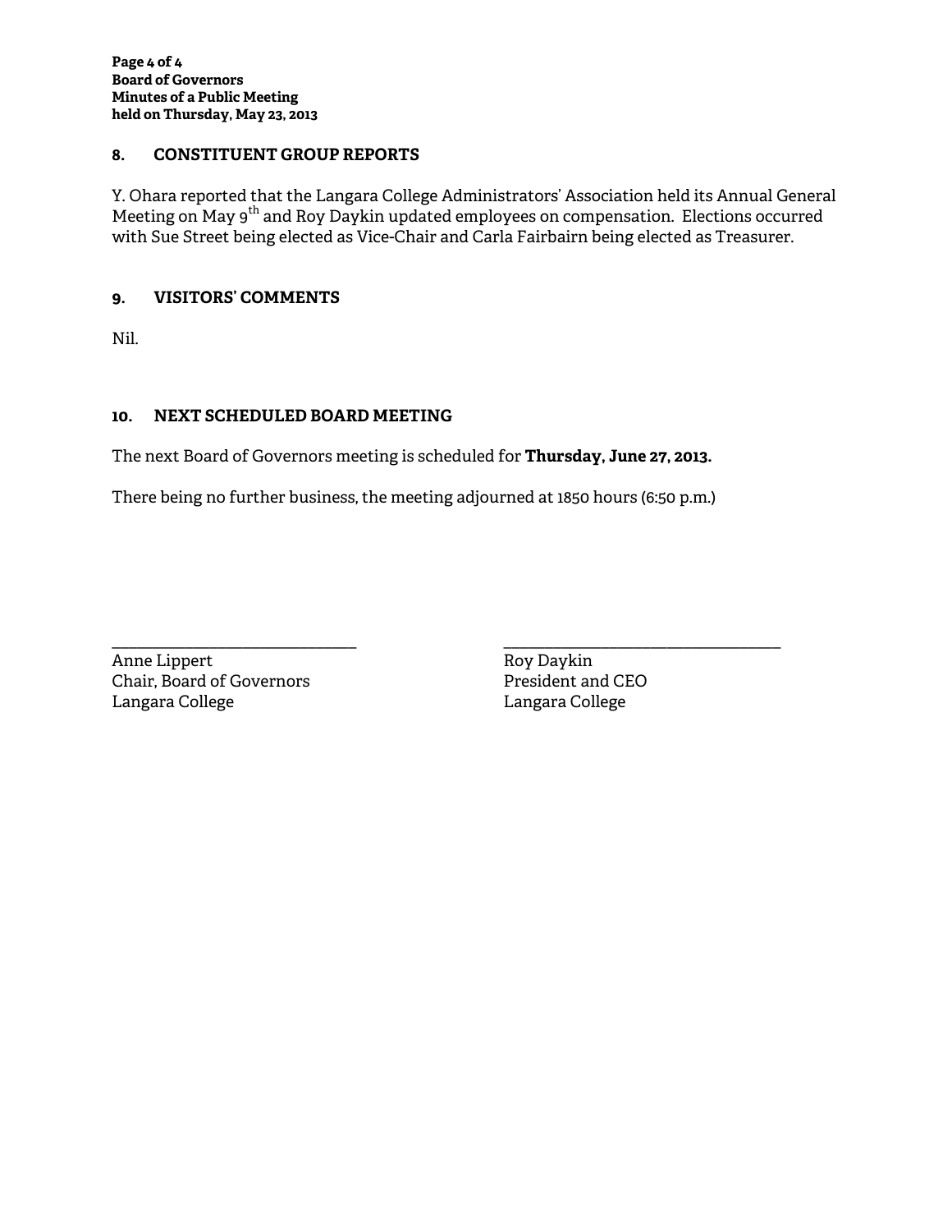## 8. CONSTITUENT GROUP REPORTS

Y. Ohara reported that the Langara College Administrators' Association held its Annual General Meeting on May 9th and Roy Daykin updated employees on compensation. Elections occurred with Sue Street being elected as Vice-Chair and Carla Fairbairn being elected as Treasurer.

## 9. VISITORS' COMMENTS

Nil.

## 10. NEXT SCHEDULED BOARD MEETING

The next Board of Governors meeting is scheduled for **Thursday, June 27, 2013.**

There being no further business, the meeting adjourned at 1850 hours (6:50 p.m.)

\_\_\_\_\_\_\_\_\_\_\_\_\_\_\_\_\_\_\_\_\_\_\_\_\_\_\_\_
Anne Lippert
Chair, Board of Governors
Langara College

\_\_\_\_\_\_\_\_\_\_\_\_\_\_\_\_\_\_\_\_\_\_\_\_\_\_\_\_
Roy Daykin
President and CEO
Langara College